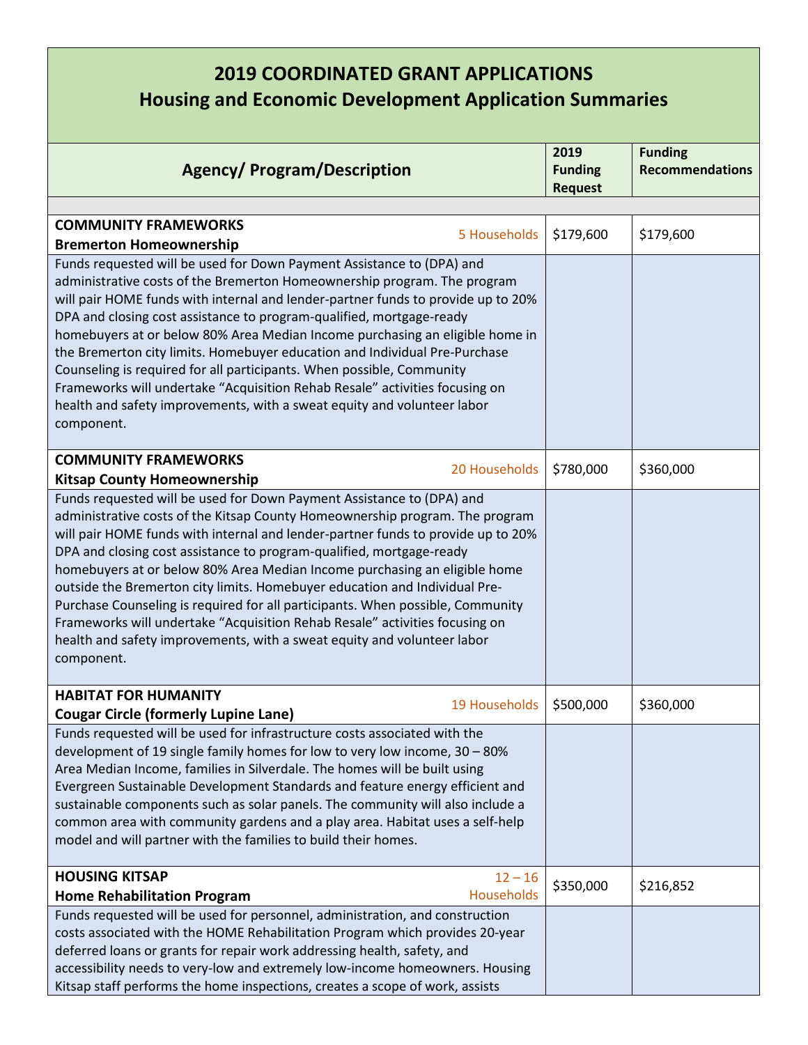# 2019 COORDINATED GRANT APPLICATIONS
## Housing and Economic Development Application Summaries

| Agency/ Program/Description | 2019 Funding Request | Funding Recommendations |
|---|---|---|
| **COMMUNITY FRAMEWORKS** **Bremerton Homeownership** — 5 Households | $179,600 | $179,600 |
| Funds requested will be used for Down Payment Assistance to (DPA) and administrative costs of the Bremerton Homeownership program. The program will pair HOME funds with internal and lender-partner funds to provide up to 20% DPA and closing cost assistance to program-qualified, mortgage-ready homebuyers at or below 80% Area Median Income purchasing an eligible home in the Bremerton city limits. Homebuyer education and Individual Pre-Purchase Counseling is required for all participants. When possible, Community Frameworks will undertake "Acquisition Rehab Resale" activities focusing on health and safety improvements, with a sweat equity and volunteer labor component. | | |
| **COMMUNITY FRAMEWORKS** **Kitsap County Homeownership** — 20 Households | $780,000 | $360,000 |
| Funds requested will be used for Down Payment Assistance to (DPA) and administrative costs of the Kitsap County Homeownership program. The program will pair HOME funds with internal and lender-partner funds to provide up to 20% DPA and closing cost assistance to program-qualified, mortgage-ready homebuyers at or below 80% Area Median Income purchasing an eligible home outside the Bremerton city limits. Homebuyer education and Individual Pre-Purchase Counseling is required for all participants. When possible, Community Frameworks will undertake "Acquisition Rehab Resale" activities focusing on health and safety improvements, with a sweat equity and volunteer labor component. | | |
| **HABITAT FOR HUMANITY** **Cougar Circle (formerly Lupine Lane)** — 19 Households | $500,000 | $360,000 |
| Funds requested will be used for infrastructure costs associated with the development of 19 single family homes for low to very low income, 30 – 80% Area Median Income, families in Silverdale. The homes will be built using Evergreen Sustainable Development Standards and feature energy efficient and sustainable components such as solar panels. The community will also include a common area with community gardens and a play area. Habitat uses a self-help model and will partner with the families to build their homes. | | |
| **HOUSING KITSAP** **Home Rehabilitation Program** — 12 – 16 Households | $350,000 | $216,852 |
| Funds requested will be used for personnel, administration, and construction costs associated with the HOME Rehabilitation Program which provides 20-year deferred loans or grants for repair work addressing health, safety, and accessibility needs to very-low and extremely low-income homeowners. Housing Kitsap staff performs the home inspections, creates a scope of work, assists | | |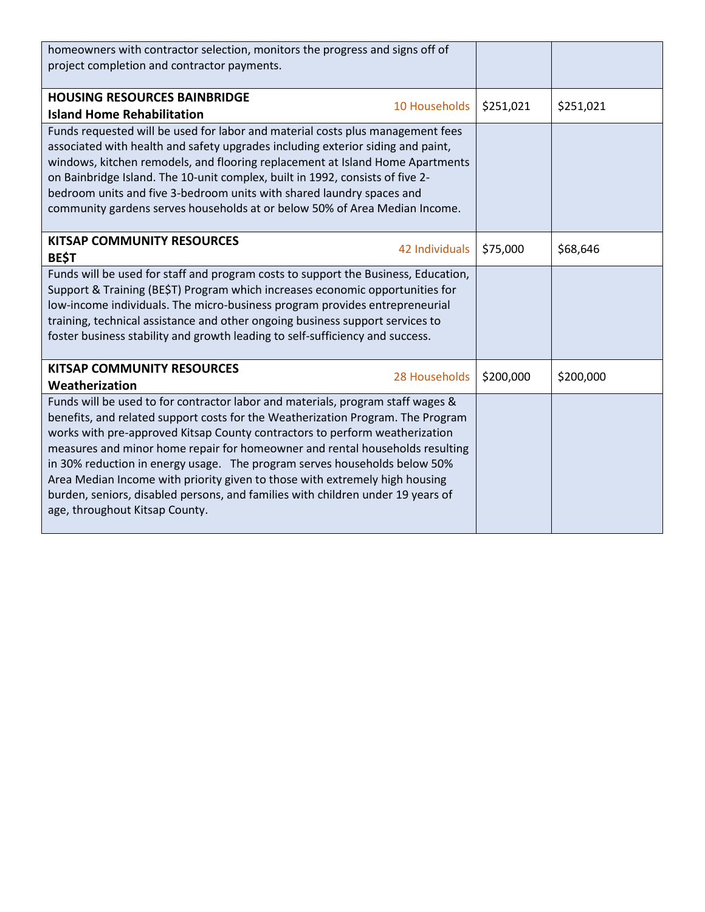| | | | |
|---|---|---|---|
| homeowners with contractor selection, monitors the progress and signs off of project completion and contractor payments. | | | |
| **HOUSING RESOURCES BAINBRIDGE**<br>**Island Home Rehabilitation** | 10 Households | $251,021 | $251,021 |
| Funds requested will be used for labor and material costs plus management fees associated with health and safety upgrades including exterior siding and paint, windows, kitchen remodels, and flooring replacement at Island Home Apartments on Bainbridge Island. The 10-unit complex, built in 1992, consists of five 2-bedroom units and five 3-bedroom units with shared laundry spaces and community gardens serves households at or below 50% of Area Median Income. | | | |
| **KITSAP COMMUNITY RESOURCES**<br>**BE$T** | 42 Individuals | $75,000 | $68,646 |
| Funds will be used for staff and program costs to support the Business, Education, Support & Training (BE$T) Program which increases economic opportunities for low-income individuals. The micro-business program provides entrepreneurial training, technical assistance and other ongoing business support services to foster business stability and growth leading to self-sufficiency and success. | | | |
| **KITSAP COMMUNITY RESOURCES**<br>**Weatherization** | 28 Households | $200,000 | $200,000 |
| Funds will be used to for contractor labor and materials, program staff wages & benefits, and related support costs for the Weatherization Program. The Program works with pre-approved Kitsap County contractors to perform weatherization measures and minor home repair for homeowner and rental households resulting in 30% reduction in energy usage. The program serves households below 50% Area Median Income with priority given to those with extremely high housing burden, seniors, disabled persons, and families with children under 19 years of age, throughout Kitsap County. | | | |